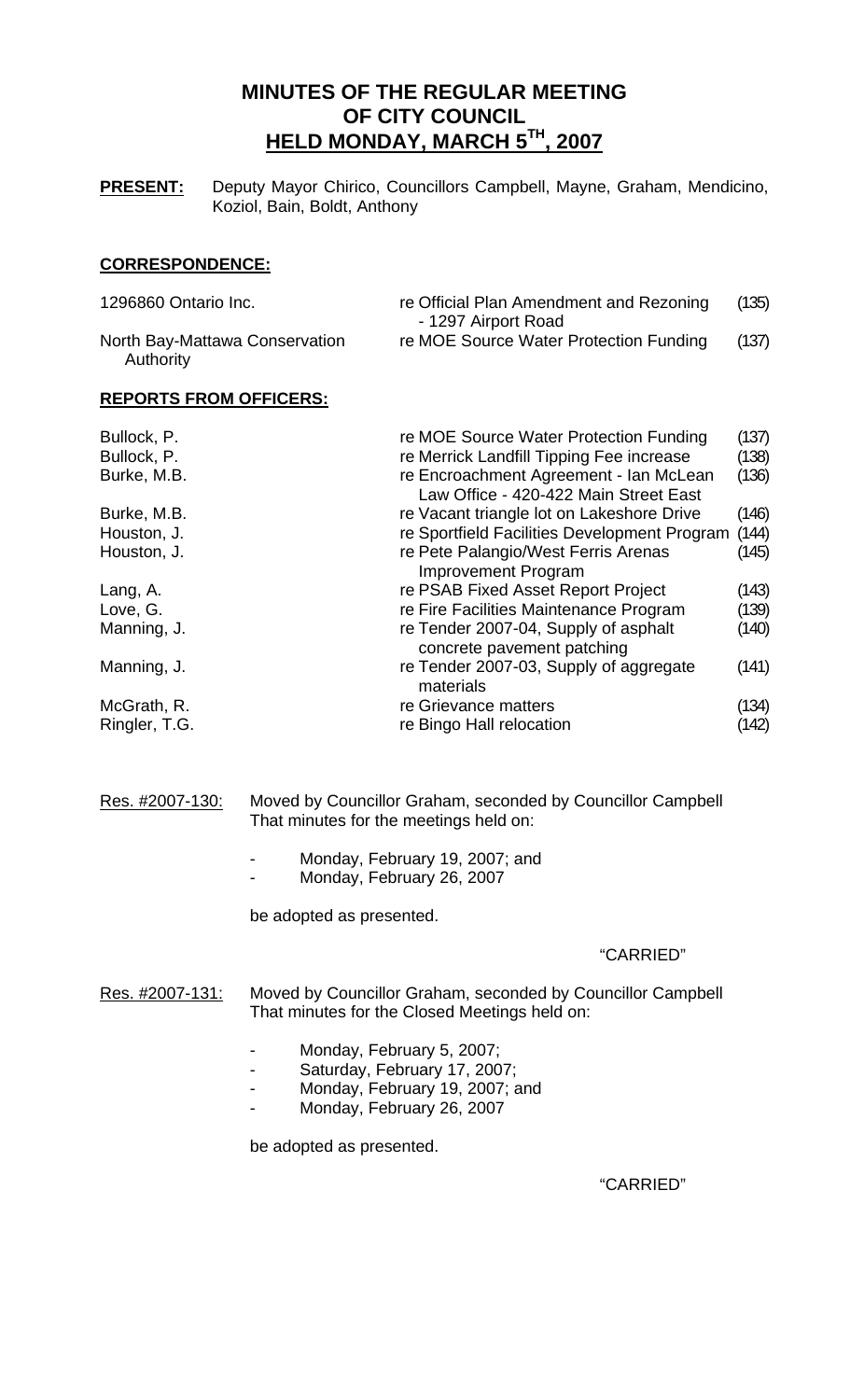# MINUTES OF THE REGULAR MEETING OF CITY COUNCIL HELD MONDAY, MARCH 5TH, 2007

**PRESENT:** Deputy Mayor Chirico, Councillors Campbell, Mayne, Graham, Mendicino, Koziol, Bain, Boldt, Anthony

## CORRESPONDENCE:

| | | |
|---|---|---|
| 1296860 Ontario Inc. | re Official Plan Amendment and Rezoning - 1297 Airport Road | (135) |
| North Bay-Mattawa Conservation Authority | re MOE Source Water Protection Funding | (137) |

## REPORTS FROM OFFICERS:

| | | |
|---|---|---|
| Bullock, P. | re MOE Source Water Protection Funding | (137) |
| Bullock, P. | re Merrick Landfill Tipping Fee increase | (138) |
| Burke, M.B. | re Encroachment Agreement - Ian McLean Law Office - 420-422 Main Street East | (136) |
| Burke, M.B. | re Vacant triangle lot on Lakeshore Drive | (146) |
| Houston, J. | re Sportfield Facilities Development Program | (144) |
| Houston, J. | re Pete Palangio/West Ferris Arenas Improvement Program | (145) |
| Lang, A. | re PSAB Fixed Asset Report Project | (143) |
| Love, G. | re Fire Facilities Maintenance Program | (139) |
| Manning, J. | re Tender 2007-04, Supply of asphalt concrete pavement patching | (140) |
| Manning, J. | re Tender 2007-03, Supply of aggregate materials | (141) |
| McGrath, R. | re Grievance matters | (134) |
| Ringler, T.G. | re Bingo Hall relocation | (142) |

Res. #2007-130: Moved by Councillor Graham, seconded by Councillor Campbell That minutes for the meetings held on:

- Monday, February 19, 2007; and
- Monday, February 26, 2007

be adopted as presented.

"CARRIED"

Res. #2007-131: Moved by Councillor Graham, seconded by Councillor Campbell That minutes for the Closed Meetings held on:

- Monday, February 5, 2007;
- Saturday, February 17, 2007;
- Monday, February 19, 2007; and
- Monday, February 26, 2007

be adopted as presented.

"CARRIED"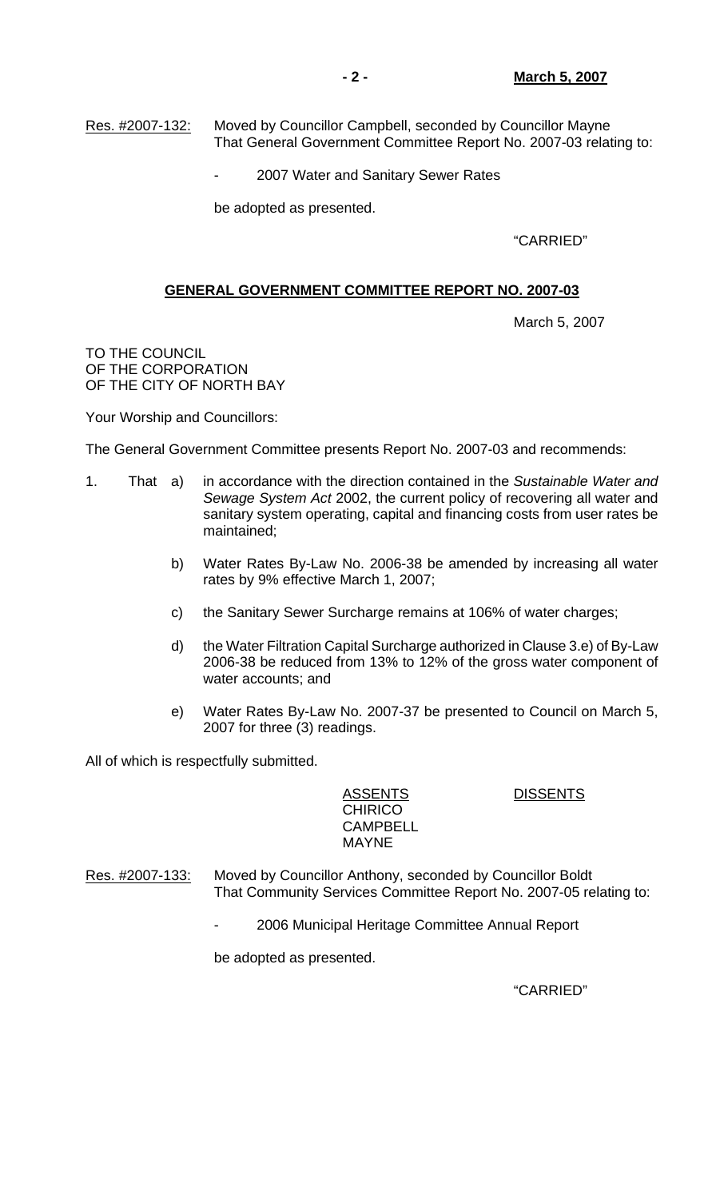Res. #2007-132: Moved by Councillor Campbell, seconded by Councillor Mayne That General Government Committee Report No. 2007-03 relating to:

- 2007 Water and Sanitary Sewer Rates

be adopted as presented.

"CARRIED"

**GENERAL GOVERNMENT COMMITTEE REPORT NO. 2007-03**

March 5, 2007

TO THE COUNCIL
OF THE CORPORATION
OF THE CITY OF NORTH BAY

Your Worship and Councillors:

The General Government Committee presents Report No. 2007-03 and recommends:

1. That a) in accordance with the direction contained in the *Sustainable Water and Sewage System Act* 2002, the current policy of recovering all water and sanitary system operating, capital and financing costs from user rates be maintained;

   b) Water Rates By-Law No. 2006-38 be amended by increasing all water rates by 9% effective March 1, 2007;

   c) the Sanitary Sewer Surcharge remains at 106% of water charges;

   d) the Water Filtration Capital Surcharge authorized in Clause 3.e) of By-Law 2006-38 be reduced from 13% to 12% of the gross water component of water accounts; and

   e) Water Rates By-Law No. 2007-37 be presented to Council on March 5, 2007 for three (3) readings.

All of which is respectfully submitted.

| ASSENTS | DISSENTS |
|---|---|
| CHIRICO | |
| CAMPBELL | |
| MAYNE | |

Res. #2007-133: Moved by Councillor Anthony, seconded by Councillor Boldt That Community Services Committee Report No. 2007-05 relating to:

- 2006 Municipal Heritage Committee Annual Report

be adopted as presented.

"CARRIED"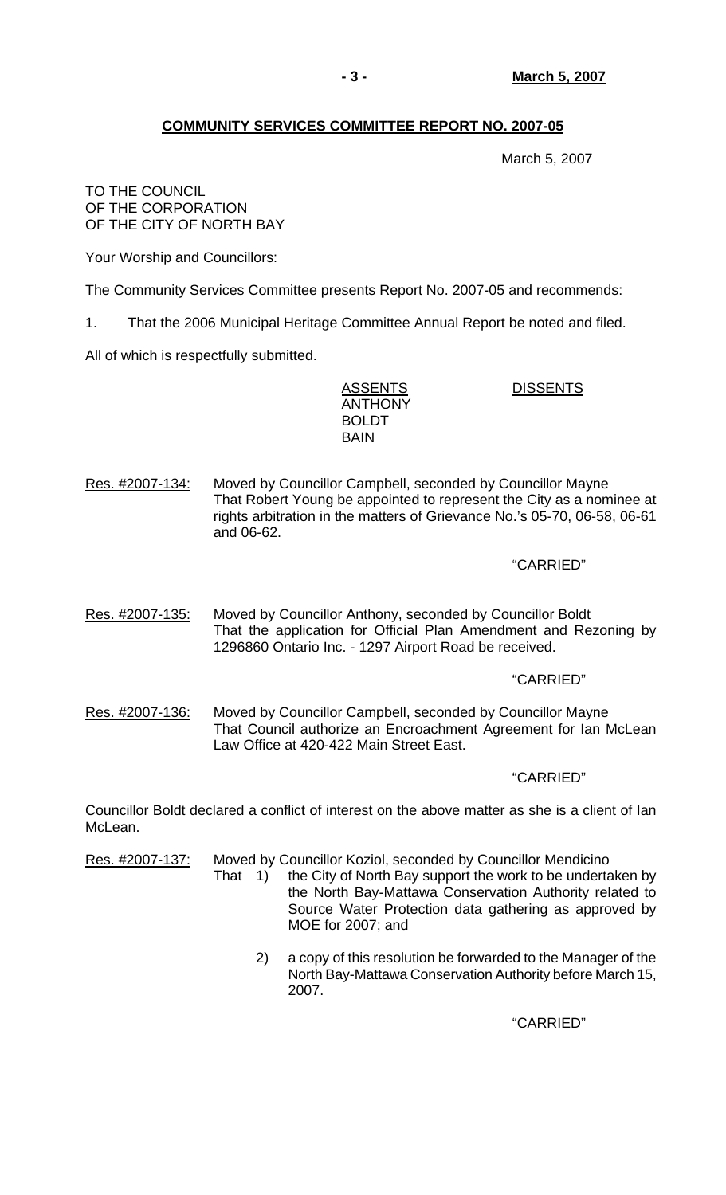## COMMUNITY SERVICES COMMITTEE REPORT NO. 2007-05

March 5, 2007

TO THE COUNCIL
OF THE CORPORATION
OF THE CITY OF NORTH BAY

Your Worship and Councillors:

The Community Services Committee presents Report No. 2007-05 and recommends:

1. That the 2006 Municipal Heritage Committee Annual Report be noted and filed.

All of which is respectfully submitted.

| ASSENTS | DISSENTS |
|---|---|
| ANTHONY | |
| BOLDT | |
| BAIN | |

Res. #2007-134: Moved by Councillor Campbell, seconded by Councillor Mayne
That Robert Young be appointed to represent the City as a nominee at rights arbitration in the matters of Grievance No.'s 05-70, 06-58, 06-61 and 06-62.

"CARRIED"

Res. #2007-135: Moved by Councillor Anthony, seconded by Councillor Boldt
That the application for Official Plan Amendment and Rezoning by 1296860 Ontario Inc. - 1297 Airport Road be received.

"CARRIED"

Res. #2007-136: Moved by Councillor Campbell, seconded by Councillor Mayne
That Council authorize an Encroachment Agreement for Ian McLean Law Office at 420-422 Main Street East.

"CARRIED"

Councillor Boldt declared a conflict of interest on the above matter as she is a client of Ian McLean.

Res. #2007-137: Moved by Councillor Koziol, seconded by Councillor Mendicino
That 1) the City of North Bay support the work to be undertaken by the North Bay-Mattawa Conservation Authority related to Source Water Protection data gathering as approved by MOE for 2007; and

2) a copy of this resolution be forwarded to the Manager of the North Bay-Mattawa Conservation Authority before March 15, 2007.

"CARRIED"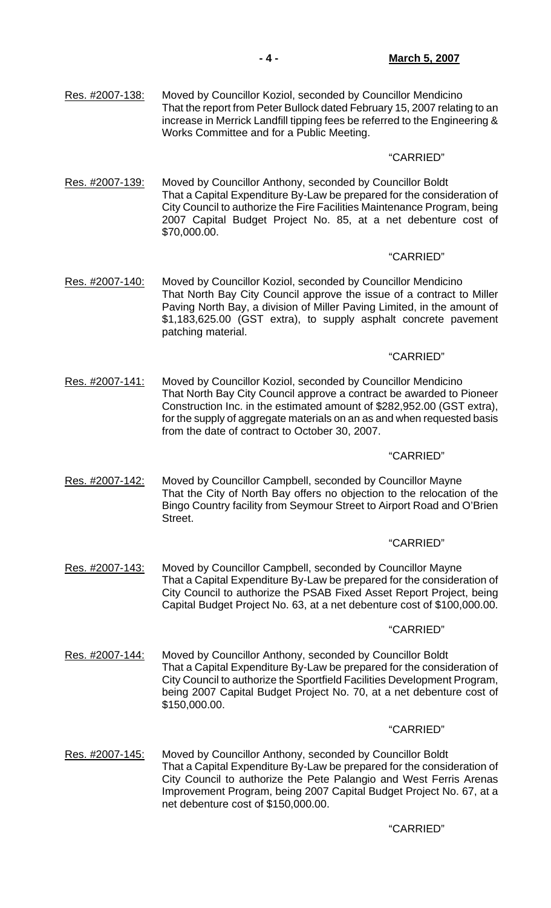Res. #2007-138: Moved by Councillor Koziol, seconded by Councillor Mendicino
That the report from Peter Bullock dated February 15, 2007 relating to an increase in Merrick Landfill tipping fees be referred to the Engineering & Works Committee and for a Public Meeting.

"CARRIED"

Res. #2007-139: Moved by Councillor Anthony, seconded by Councillor Boldt
That a Capital Expenditure By-Law be prepared for the consideration of City Council to authorize the Fire Facilities Maintenance Program, being 2007 Capital Budget Project No. 85, at a net debenture cost of $70,000.00.

"CARRIED"

Res. #2007-140: Moved by Councillor Koziol, seconded by Councillor Mendicino
That North Bay City Council approve the issue of a contract to Miller Paving North Bay, a division of Miller Paving Limited, in the amount of $1,183,625.00 (GST extra), to supply asphalt concrete pavement patching material.

"CARRIED"

Res. #2007-141: Moved by Councillor Koziol, seconded by Councillor Mendicino
That North Bay City Council approve a contract be awarded to Pioneer Construction Inc. in the estimated amount of $282,952.00 (GST extra), for the supply of aggregate materials on an as and when requested basis from the date of contract to October 30, 2007.

"CARRIED"

Res. #2007-142: Moved by Councillor Campbell, seconded by Councillor Mayne
That the City of North Bay offers no objection to the relocation of the Bingo Country facility from Seymour Street to Airport Road and O'Brien Street.

"CARRIED"

Res. #2007-143: Moved by Councillor Campbell, seconded by Councillor Mayne
That a Capital Expenditure By-Law be prepared for the consideration of City Council to authorize the PSAB Fixed Asset Report Project, being Capital Budget Project No. 63, at a net debenture cost of $100,000.00.

"CARRIED"

Res. #2007-144: Moved by Councillor Anthony, seconded by Councillor Boldt
That a Capital Expenditure By-Law be prepared for the consideration of City Council to authorize the Sportfield Facilities Development Program, being 2007 Capital Budget Project No. 70, at a net debenture cost of $150,000.00.

"CARRIED"

Res. #2007-145: Moved by Councillor Anthony, seconded by Councillor Boldt
That a Capital Expenditure By-Law be prepared for the consideration of City Council to authorize the Pete Palangio and West Ferris Arenas Improvement Program, being 2007 Capital Budget Project No. 67, at a net debenture cost of $150,000.00.

"CARRIED"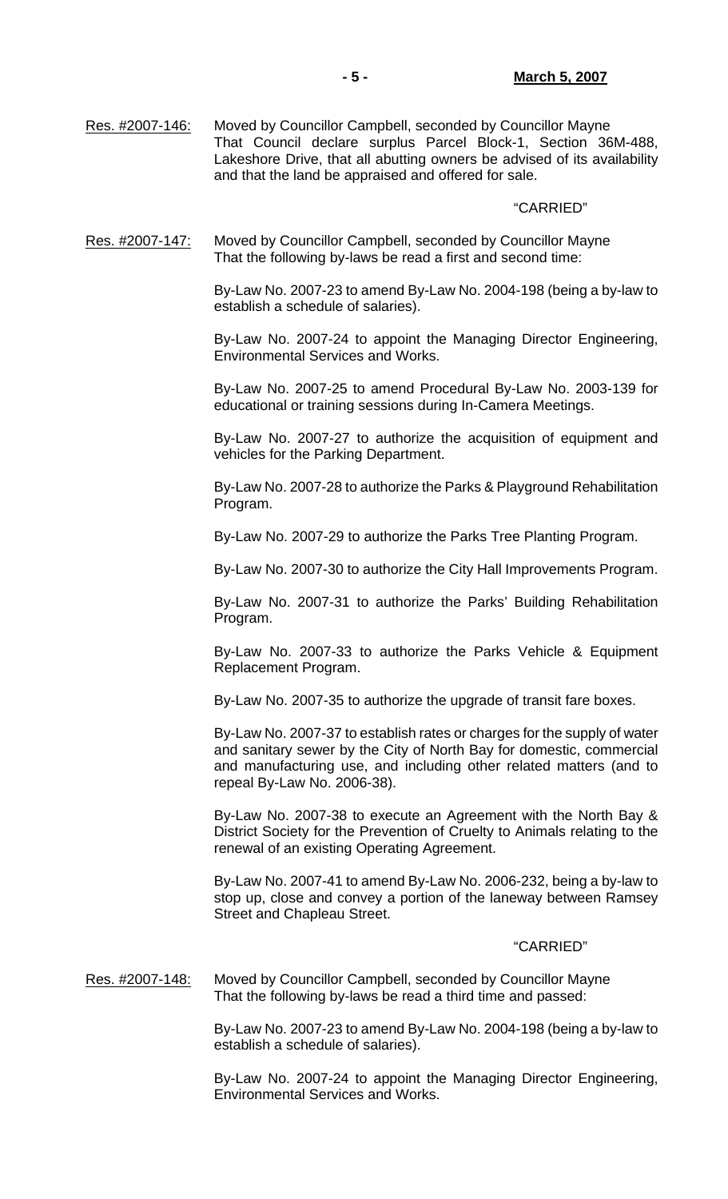Res. #2007-146: Moved by Councillor Campbell, seconded by Councillor Mayne
That Council declare surplus Parcel Block-1, Section 36M-488, Lakeshore Drive, that all abutting owners be advised of its availability and that the land be appraised and offered for sale.

"CARRIED"

Res. #2007-147: Moved by Councillor Campbell, seconded by Councillor Mayne
That the following by-laws be read a first and second time:

By-Law No. 2007-23 to amend By-Law No. 2004-198 (being a by-law to establish a schedule of salaries).

By-Law No. 2007-24 to appoint the Managing Director Engineering, Environmental Services and Works.

By-Law No. 2007-25 to amend Procedural By-Law No. 2003-139 for educational or training sessions during In-Camera Meetings.

By-Law No. 2007-27 to authorize the acquisition of equipment and vehicles for the Parking Department.

By-Law No. 2007-28 to authorize the Parks & Playground Rehabilitation Program.

By-Law No. 2007-29 to authorize the Parks Tree Planting Program.

By-Law No. 2007-30 to authorize the City Hall Improvements Program.

By-Law No. 2007-31 to authorize the Parks' Building Rehabilitation Program.

By-Law No. 2007-33 to authorize the Parks Vehicle & Equipment Replacement Program.

By-Law No. 2007-35 to authorize the upgrade of transit fare boxes.

By-Law No. 2007-37 to establish rates or charges for the supply of water and sanitary sewer by the City of North Bay for domestic, commercial and manufacturing use, and including other related matters (and to repeal By-Law No. 2006-38).

By-Law No. 2007-38 to execute an Agreement with the North Bay & District Society for the Prevention of Cruelty to Animals relating to the renewal of an existing Operating Agreement.

By-Law No. 2007-41 to amend By-Law No. 2006-232, being a by-law to stop up, close and convey a portion of the laneway between Ramsey Street and Chapleau Street.

"CARRIED"

Res. #2007-148: Moved by Councillor Campbell, seconded by Councillor Mayne
That the following by-laws be read a third time and passed:

By-Law No. 2007-23 to amend By-Law No. 2004-198 (being a by-law to establish a schedule of salaries).

By-Law No. 2007-24 to appoint the Managing Director Engineering, Environmental Services and Works.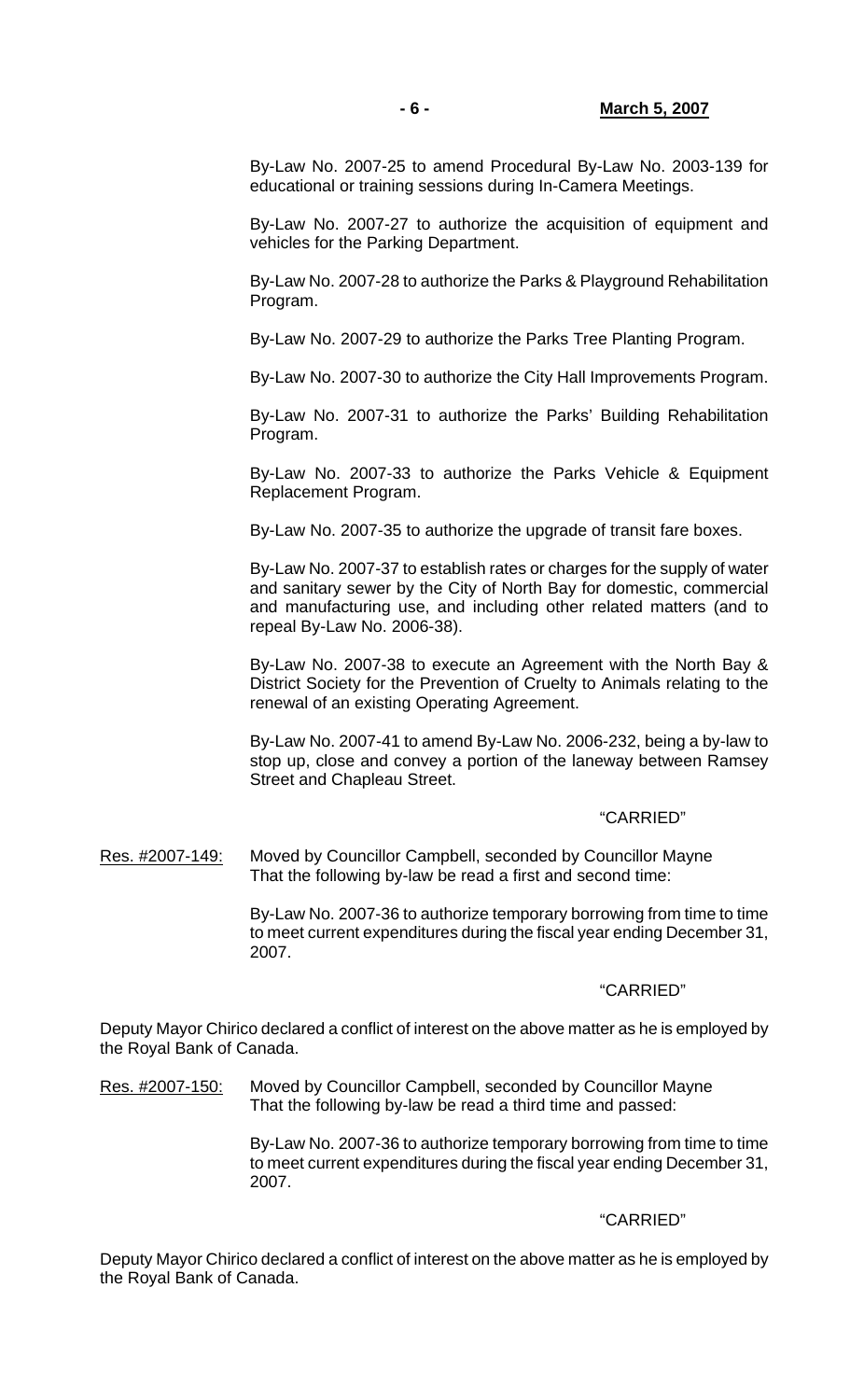By-Law No. 2007-25 to amend Procedural By-Law No. 2003-139 for educational or training sessions during In-Camera Meetings.

By-Law No. 2007-27 to authorize the acquisition of equipment and vehicles for the Parking Department.

By-Law No. 2007-28 to authorize the Parks & Playground Rehabilitation Program.

By-Law No. 2007-29 to authorize the Parks Tree Planting Program.

By-Law No. 2007-30 to authorize the City Hall Improvements Program.

By-Law No. 2007-31 to authorize the Parks' Building Rehabilitation Program.

By-Law No. 2007-33 to authorize the Parks Vehicle & Equipment Replacement Program.

By-Law No. 2007-35 to authorize the upgrade of transit fare boxes.

By-Law No. 2007-37 to establish rates or charges for the supply of water and sanitary sewer by the City of North Bay for domestic, commercial and manufacturing use, and including other related matters (and to repeal By-Law No. 2006-38).

By-Law No. 2007-38 to execute an Agreement with the North Bay & District Society for the Prevention of Cruelty to Animals relating to the renewal of an existing Operating Agreement.

By-Law No. 2007-41 to amend By-Law No. 2006-232, being a by-law to stop up, close and convey a portion of the laneway between Ramsey Street and Chapleau Street.

"CARRIED"

Res. #2007-149: Moved by Councillor Campbell, seconded by Councillor Mayne
That the following by-law be read a first and second time:

By-Law No. 2007-36 to authorize temporary borrowing from time to time to meet current expenditures during the fiscal year ending December 31, 2007.

"CARRIED"

Deputy Mayor Chirico declared a conflict of interest on the above matter as he is employed by the Royal Bank of Canada.

Res. #2007-150: Moved by Councillor Campbell, seconded by Councillor Mayne
That the following by-law be read a third time and passed:

By-Law No. 2007-36 to authorize temporary borrowing from time to time to meet current expenditures during the fiscal year ending December 31, 2007.

"CARRIED"

Deputy Mayor Chirico declared a conflict of interest on the above matter as he is employed by the Royal Bank of Canada.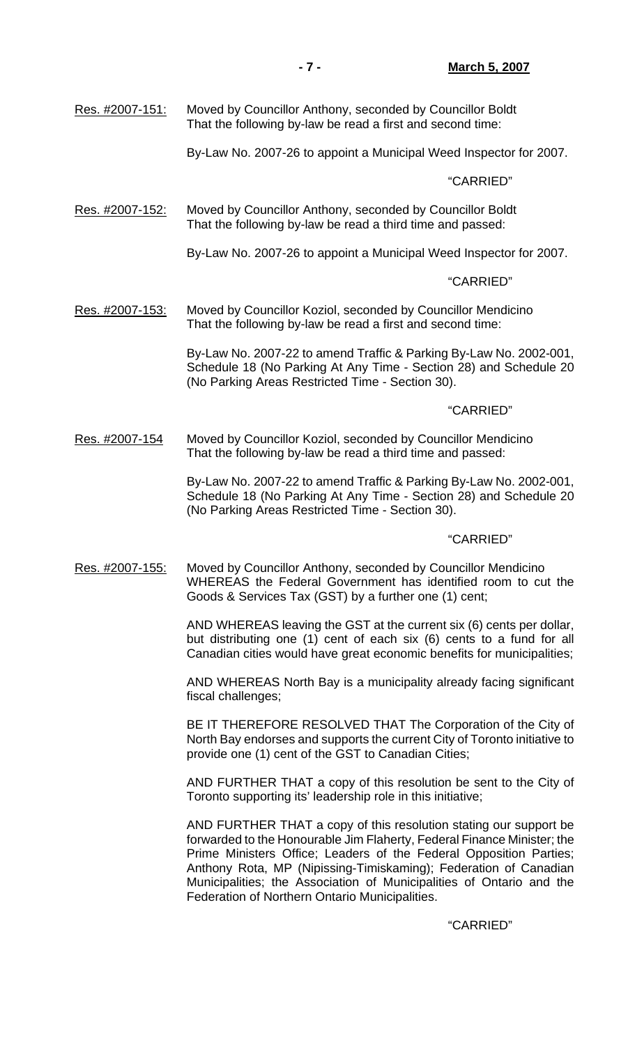Res. #2007-151: Moved by Councillor Anthony, seconded by Councillor Boldt
That the following by-law be read a first and second time:

By-Law No. 2007-26 to appoint a Municipal Weed Inspector for 2007.

"CARRIED"

Res. #2007-152: Moved by Councillor Anthony, seconded by Councillor Boldt
That the following by-law be read a third time and passed:

By-Law No. 2007-26 to appoint a Municipal Weed Inspector for 2007.

"CARRIED"

Res. #2007-153: Moved by Councillor Koziol, seconded by Councillor Mendicino
That the following by-law be read a first and second time:

By-Law No. 2007-22 to amend Traffic & Parking By-Law No. 2002-001, Schedule 18 (No Parking At Any Time - Section 28) and Schedule 20 (No Parking Areas Restricted Time - Section 30).

"CARRIED"

Res. #2007-154 Moved by Councillor Koziol, seconded by Councillor Mendicino
That the following by-law be read a third time and passed:

By-Law No. 2007-22 to amend Traffic & Parking By-Law No. 2002-001, Schedule 18 (No Parking At Any Time - Section 28) and Schedule 20 (No Parking Areas Restricted Time - Section 30).

"CARRIED"

Res. #2007-155: Moved by Councillor Anthony, seconded by Councillor Mendicino
WHEREAS the Federal Government has identified room to cut the Goods & Services Tax (GST) by a further one (1) cent;

AND WHEREAS leaving the GST at the current six (6) cents per dollar, but distributing one (1) cent of each six (6) cents to a fund for all Canadian cities would have great economic benefits for municipalities;

AND WHEREAS North Bay is a municipality already facing significant fiscal challenges;

BE IT THEREFORE RESOLVED THAT The Corporation of the City of North Bay endorses and supports the current City of Toronto initiative to provide one (1) cent of the GST to Canadian Cities;

AND FURTHER THAT a copy of this resolution be sent to the City of Toronto supporting its' leadership role in this initiative;

AND FURTHER THAT a copy of this resolution stating our support be forwarded to the Honourable Jim Flaherty, Federal Finance Minister; the Prime Ministers Office; Leaders of the Federal Opposition Parties; Anthony Rota, MP (Nipissing-Timiskaming); Federation of Canadian Municipalities; the Association of Municipalities of Ontario and the Federation of Northern Ontario Municipalities.

"CARRIED"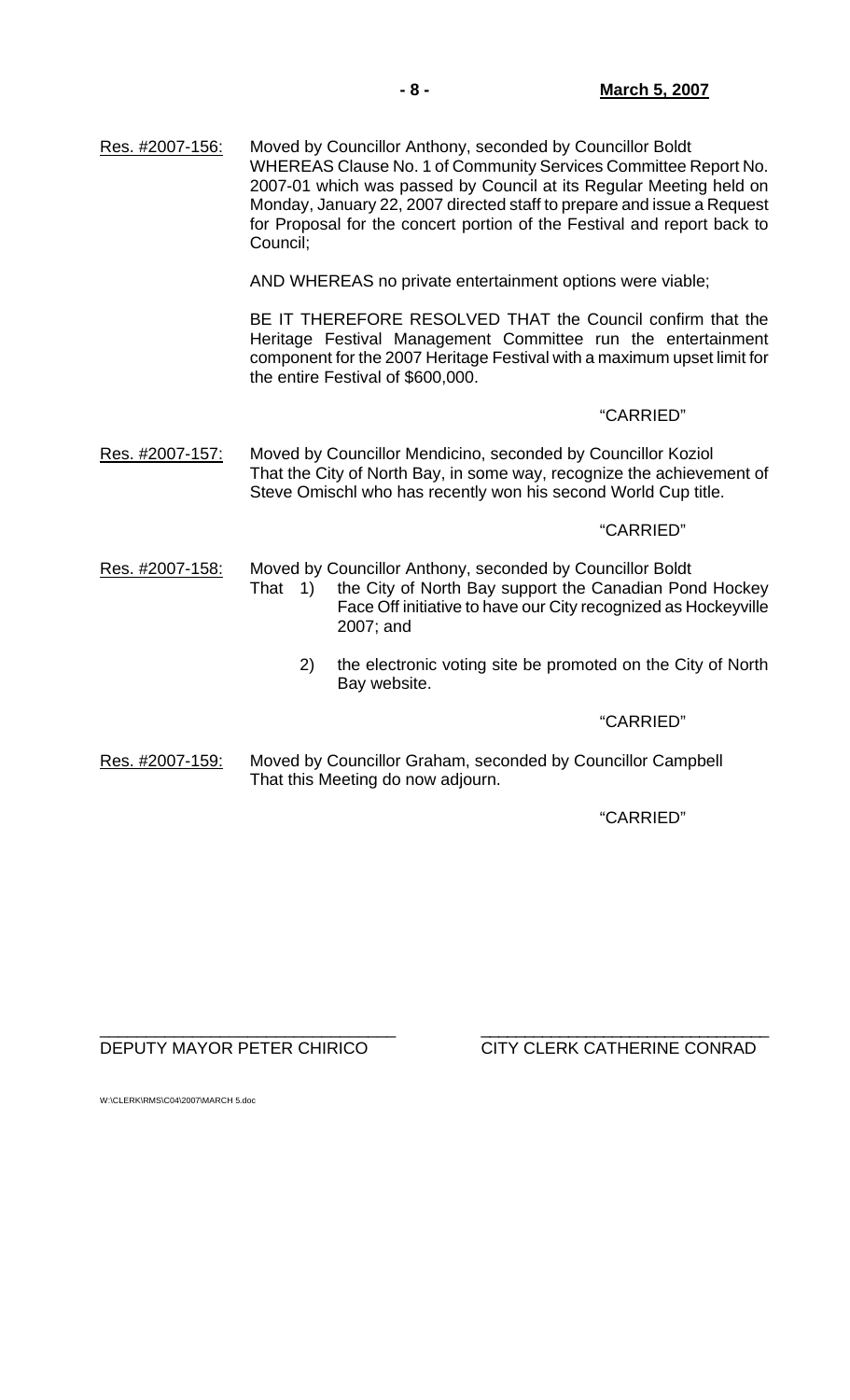Res. #2007-156: Moved by Councillor Anthony, seconded by Councillor Boldt
WHEREAS Clause No. 1 of Community Services Committee Report No. 2007-01 which was passed by Council at its Regular Meeting held on Monday, January 22, 2007 directed staff to prepare and issue a Request for Proposal for the concert portion of the Festival and report back to Council;

AND WHEREAS no private entertainment options were viable;

BE IT THEREFORE RESOLVED THAT the Council confirm that the Heritage Festival Management Committee run the entertainment component for the 2007 Heritage Festival with a maximum upset limit for the entire Festival of $600,000.

"CARRIED"

Res. #2007-157: Moved by Councillor Mendicino, seconded by Councillor Koziol
That the City of North Bay, in some way, recognize the achievement of Steve Omischl who has recently won his second World Cup title.

"CARRIED"

Res. #2007-158: Moved by Councillor Anthony, seconded by Councillor Boldt
That 1) the City of North Bay support the Canadian Pond Hockey Face Off initiative to have our City recognized as Hockeyville 2007; and

2) the electronic voting site be promoted on the City of North Bay website.

"CARRIED"

Res. #2007-159: Moved by Councillor Graham, seconded by Councillor Campbell
That this Meeting do now adjourn.

"CARRIED"

\_\_\_\_\_\_\_\_\_\_\_\_\_\_\_\_\_\_\_\_\_\_\_\_\_\_\_\_\_\_\_\_
DEPUTY MAYOR PETER CHIRICO

\_\_\_\_\_\_\_\_\_\_\_\_\_\_\_\_\_\_\_\_\_\_\_\_\_\_\_\_\_\_\_\_
CITY CLERK CATHERINE CONRAD

W:\CLERK\RMS\C04\2007\MARCH 5.doc